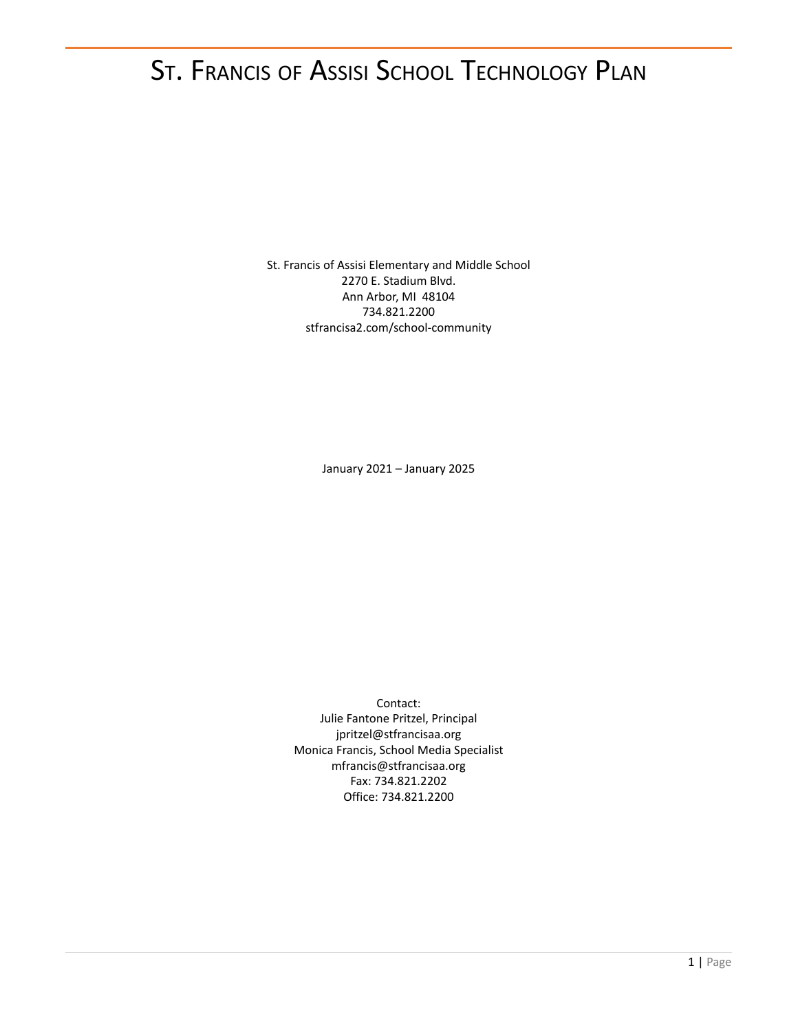# St. Francis of Assisi School Technology Plan

St. Francis of Assisi Elementary and Middle School
2270 E. Stadium Blvd.
Ann Arbor, MI 48104
734.821.2200
stfrancisa2.com/school-community

January 2021 – January 2025

Contact:
Julie Fantone Pritzel, Principal
jpritzel@stfrancisaa.org
Monica Francis, School Media Specialist
mfrancis@stfrancisaa.org
Fax: 734.821.2202
Office: 734.821.2200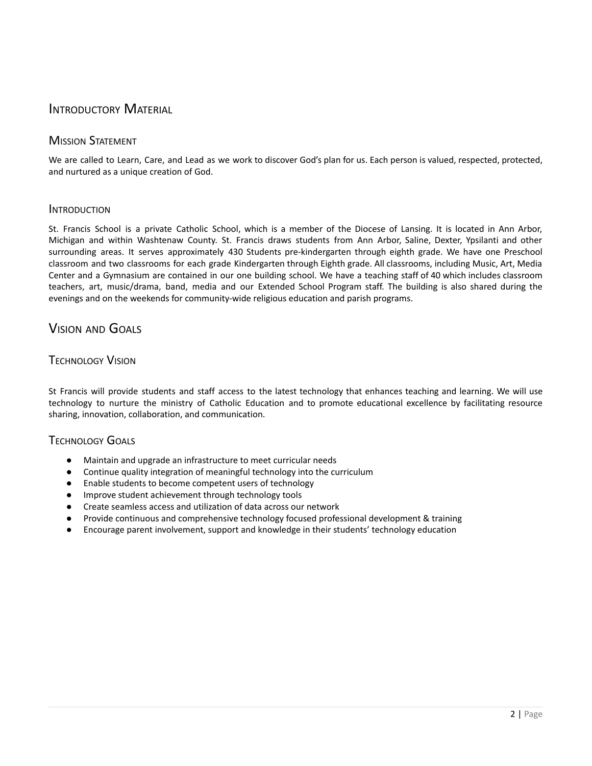# Introductory Material

## Mission Statement

We are called to Learn, Care, and Lead as we work to discover God's plan for us. Each person is valued, respected, protected, and nurtured as a unique creation of God.

## Introduction

St. Francis School is a private Catholic School, which is a member of the Diocese of Lansing. It is located in Ann Arbor, Michigan and within Washtenaw County. St. Francis draws students from Ann Arbor, Saline, Dexter, Ypsilanti and other surrounding areas. It serves approximately 430 Students pre-kindergarten through eighth grade. We have one Preschool classroom and two classrooms for each grade Kindergarten through Eighth grade. All classrooms, including Music, Art, Media Center and a Gymnasium are contained in our one building school. We have a teaching staff of 40 which includes classroom teachers, art, music/drama, band, media and our Extended School Program staff. The building is also shared during the evenings and on the weekends for community-wide religious education and parish programs.

# Vision and Goals

## Technology Vision

St Francis will provide students and staff access to the latest technology that enhances teaching and learning. We will use technology to nurture the ministry of Catholic Education and to promote educational excellence by facilitating resource sharing, innovation, collaboration, and communication.

## Technology Goals

- Maintain and upgrade an infrastructure to meet curricular needs
- Continue quality integration of meaningful technology into the curriculum
- Enable students to become competent users of technology
- Improve student achievement through technology tools
- Create seamless access and utilization of data across our network
- Provide continuous and comprehensive technology focused professional development & training
- Encourage parent involvement, support and knowledge in their students' technology education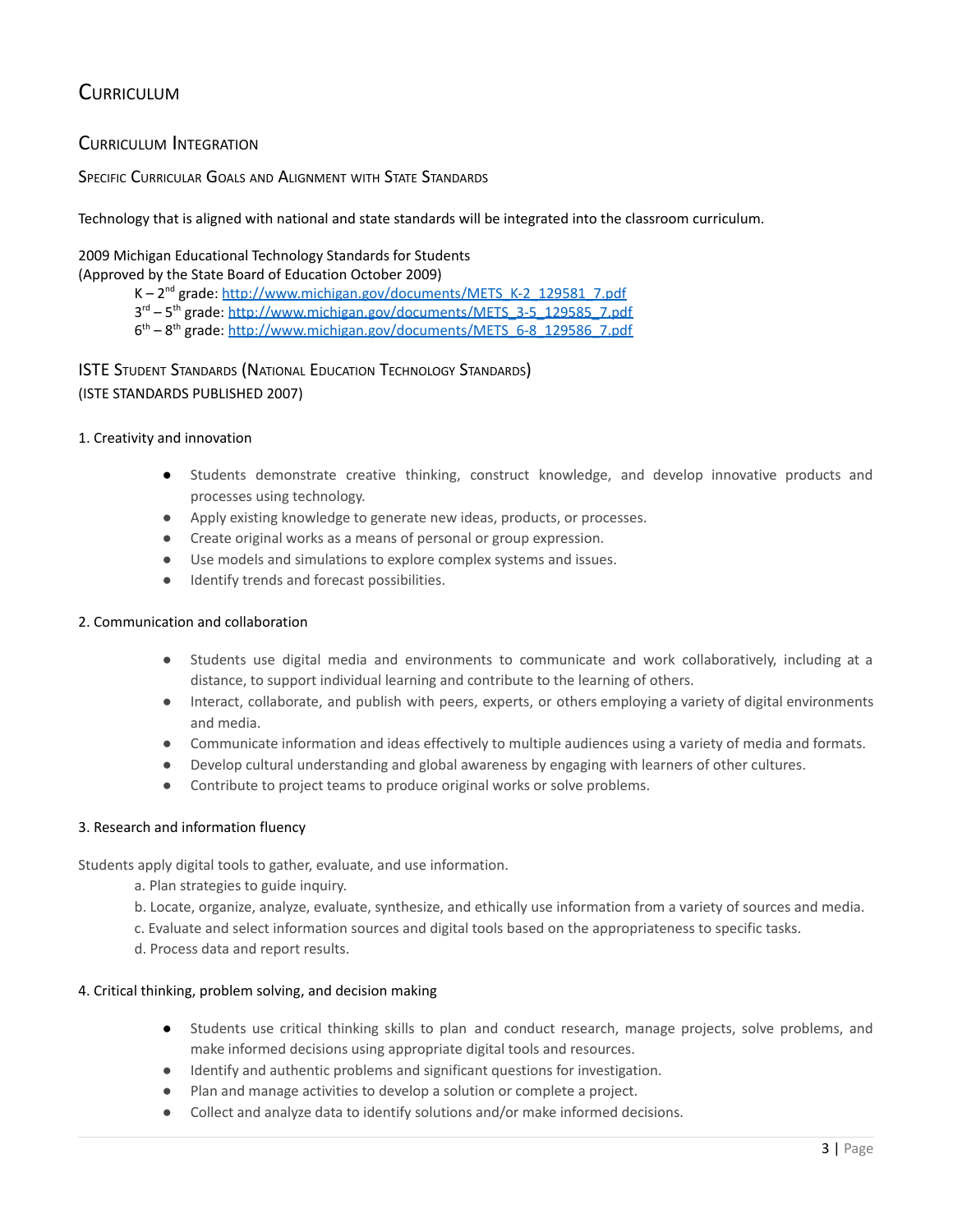# Curriculum

## Curriculum Integration

### Specific Curricular Goals and Alignment with State Standards

Technology that is aligned with national and state standards will be integrated into the classroom curriculum.

2009 Michigan Educational Technology Standards for Students
(Approved by the State Board of Education October 2009)

- K – 2nd grade: http://www.michigan.gov/documents/METS_K-2_129581_7.pdf
- 3rd – 5th grade: http://www.michigan.gov/documents/METS_3-5_129585_7.pdf
- 6th – 8th grade: http://www.michigan.gov/documents/METS_6-8_129586_7.pdf

### ISTE Student Standards (National Education Technology Standards)

(ISTE STANDARDS PUBLISHED 2007)

1. Creativity and innovation

- Students demonstrate creative thinking, construct knowledge, and develop innovative products and processes using technology.
- Apply existing knowledge to generate new ideas, products, or processes.
- Create original works as a means of personal or group expression.
- Use models and simulations to explore complex systems and issues.
- Identify trends and forecast possibilities.

2. Communication and collaboration

- Students use digital media and environments to communicate and work collaboratively, including at a distance, to support individual learning and contribute to the learning of others.
- Interact, collaborate, and publish with peers, experts, or others employing a variety of digital environments and media.
- Communicate information and ideas effectively to multiple audiences using a variety of media and formats.
- Develop cultural understanding and global awareness by engaging with learners of other cultures.
- Contribute to project teams to produce original works or solve problems.

3. Research and information fluency

Students apply digital tools to gather, evaluate, and use information.

a. Plan strategies to guide inquiry.
b. Locate, organize, analyze, evaluate, synthesize, and ethically use information from a variety of sources and media.
c. Evaluate and select information sources and digital tools based on the appropriateness to specific tasks.
d. Process data and report results.

4. Critical thinking, problem solving, and decision making

- Students use critical thinking skills to plan and conduct research, manage projects, solve problems, and make informed decisions using appropriate digital tools and resources.
- Identify and authentic problems and significant questions for investigation.
- Plan and manage activities to develop a solution or complete a project.
- Collect and analyze data to identify solutions and/or make informed decisions.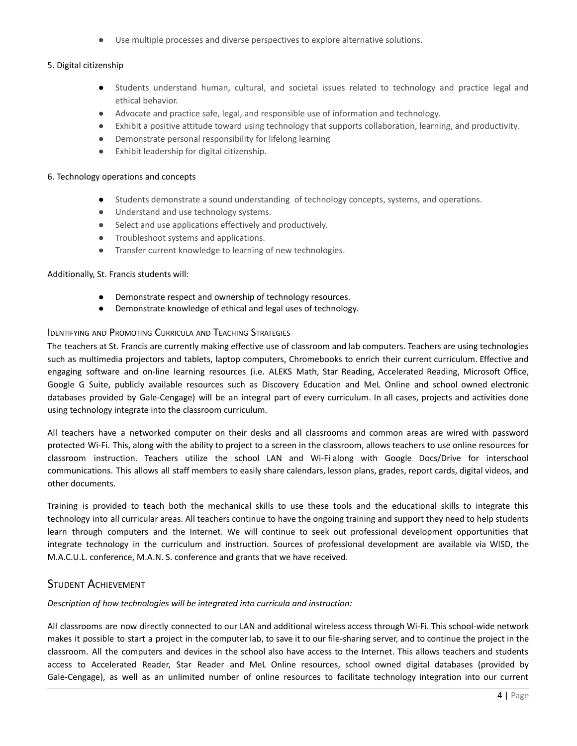- Use multiple processes and diverse perspectives to explore alternative solutions.

5. Digital citizenship

- Students understand human, cultural, and societal issues related to technology and practice legal and ethical behavior.
- Advocate and practice safe, legal, and responsible use of information and technology.
- Exhibit a positive attitude toward using technology that supports collaboration, learning, and productivity.
- Demonstrate personal responsibility for lifelong learning
- Exhibit leadership for digital citizenship.

6. Technology operations and concepts

- Students demonstrate a sound understanding of technology concepts, systems, and operations.
- Understand and use technology systems.
- Select and use applications effectively and productively.
- Troubleshoot systems and applications.
- Transfer current knowledge to learning of new technologies.

Additionally, St. Francis students will:

- Demonstrate respect and ownership of technology resources.
- Demonstrate knowledge of ethical and legal uses of technology.

### Identifying and Promoting Curricula and Teaching Strategies

The teachers at St. Francis are currently making effective use of classroom and lab computers. Teachers are using technologies such as multimedia projectors and tablets, laptop computers, Chromebooks to enrich their current curriculum. Effective and engaging software and on-line learning resources (i.e. ALEKS Math, Star Reading, Accelerated Reading, Microsoft Office, Google G Suite, publicly available resources such as Discovery Education and MeL Online and school owned electronic databases provided by Gale-Cengage) will be an integral part of every curriculum. In all cases, projects and activities done using technology integrate into the classroom curriculum.

All teachers have a networked computer on their desks and all classrooms and common areas are wired with password protected Wi-Fi. This, along with the ability to project to a screen in the classroom, allows teachers to use online resources for classroom instruction. Teachers utilize the school LAN and Wi-Fi along with Google Docs/Drive for interschool communications. This allows all staff members to easily share calendars, lesson plans, grades, report cards, digital videos, and other documents.

Training is provided to teach both the mechanical skills to use these tools and the educational skills to integrate this technology into all curricular areas. All teachers continue to have the ongoing training and support they need to help students learn through computers and the Internet. We will continue to seek out professional development opportunities that integrate technology in the curriculum and instruction. Sources of professional development are available via WISD, the M.A.C.U.L. conference, M.A.N. S. conference and grants that we have received.

## Student Achievement

*Description of how technologies will be integrated into curricula and instruction:*

All classrooms are now directly connected to our LAN and additional wireless access through Wi-Fi. This school-wide network makes it possible to start a project in the computer lab, to save it to our file-sharing server, and to continue the project in the classroom. All the computers and devices in the school also have access to the Internet. This allows teachers and students access to Accelerated Reader, Star Reader and MeL Online resources, school owned digital databases (provided by Gale-Cengage), as well as an unlimited number of online resources to facilitate technology integration into our current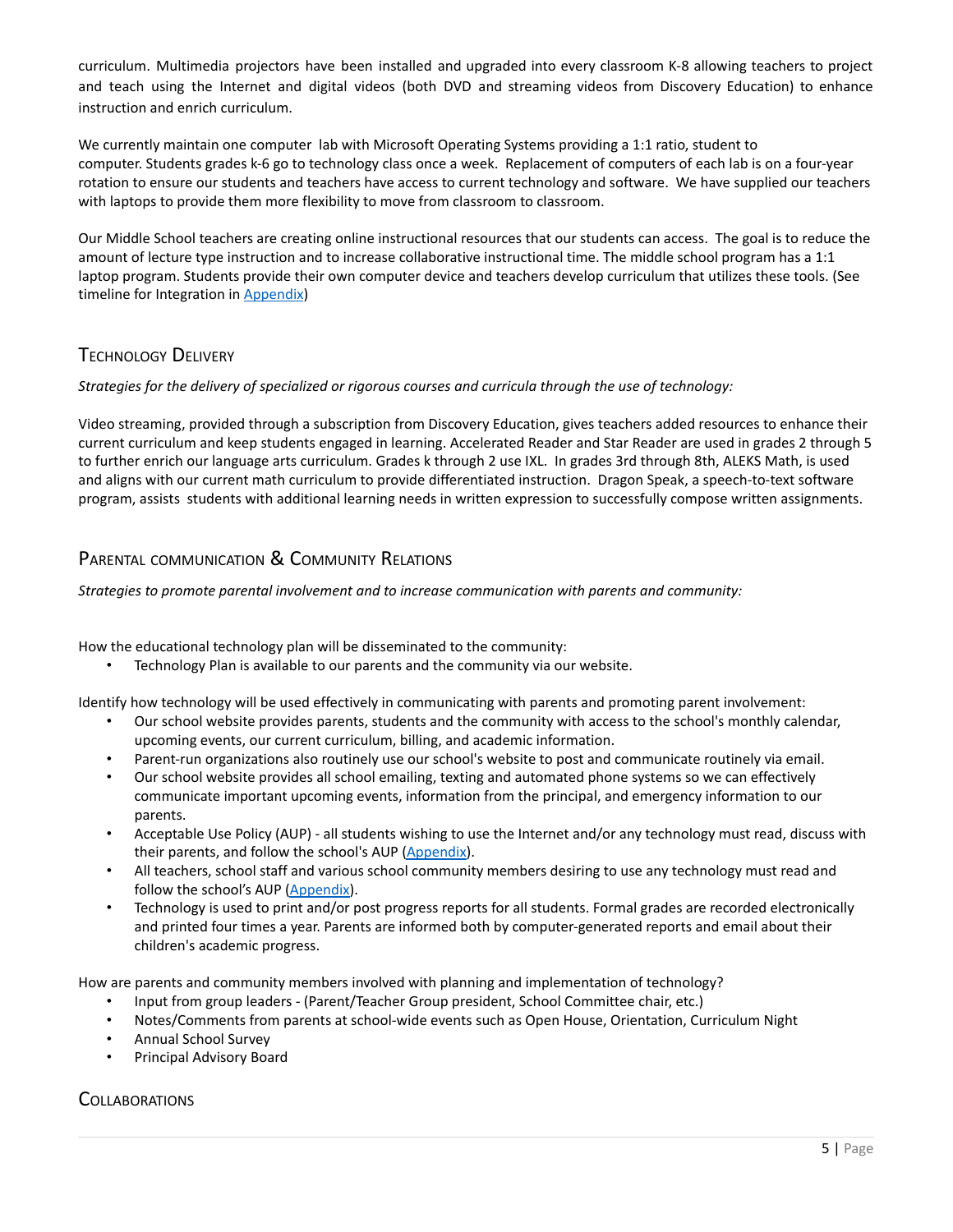curriculum. Multimedia projectors have been installed and upgraded into every classroom K-8 allowing teachers to project and teach using the Internet and digital videos (both DVD and streaming videos from Discovery Education) to enhance instruction and enrich curriculum.

We currently maintain one computer lab with Microsoft Operating Systems providing a 1:1 ratio, student to computer. Students grades k-6 go to technology class once a week. Replacement of computers of each lab is on a four-year rotation to ensure our students and teachers have access to current technology and software. We have supplied our teachers with laptops to provide them more flexibility to move from classroom to classroom.

Our Middle School teachers are creating online instructional resources that our students can access. The goal is to reduce the amount of lecture type instruction and to increase collaborative instructional time. The middle school program has a 1:1 laptop program. Students provide their own computer device and teachers develop curriculum that utilizes these tools. (See timeline for Integration in [Appendix])

## Technology Delivery

*Strategies for the delivery of specialized or rigorous courses and curricula through the use of technology:*

Video streaming, provided through a subscription from Discovery Education, gives teachers added resources to enhance their current curriculum and keep students engaged in learning. Accelerated Reader and Star Reader are used in grades 2 through 5 to further enrich our language arts curriculum. Grades k through 2 use IXL. In grades 3rd through 8th, ALEKS Math, is used and aligns with our current math curriculum to provide differentiated instruction. Dragon Speak, a speech-to-text software program, assists students with additional learning needs in written expression to successfully compose written assignments.

## Parental communication & Community Relations

*Strategies to promote parental involvement and to increase communication with parents and community:*

How the educational technology plan will be disseminated to the community:

- Technology Plan is available to our parents and the community via our website.

Identify how technology will be used effectively in communicating with parents and promoting parent involvement:

- Our school website provides parents, students and the community with access to the school's monthly calendar, upcoming events, our current curriculum, billing, and academic information.
- Parent-run organizations also routinely use our school's website to post and communicate routinely via email.
- Our school website provides all school emailing, texting and automated phone systems so we can effectively communicate important upcoming events, information from the principal, and emergency information to our parents.
- Acceptable Use Policy (AUP) - all students wishing to use the Internet and/or any technology must read, discuss with their parents, and follow the school's AUP ([Appendix]).
- All teachers, school staff and various school community members desiring to use any technology must read and follow the school's AUP ([Appendix]).
- Technology is used to print and/or post progress reports for all students. Formal grades are recorded electronically and printed four times a year. Parents are informed both by computer-generated reports and email about their children's academic progress.

How are parents and community members involved with planning and implementation of technology?

- Input from group leaders - (Parent/Teacher Group president, School Committee chair, etc.)
- Notes/Comments from parents at school-wide events such as Open House, Orientation, Curriculum Night
- Annual School Survey
- Principal Advisory Board

## Collaborations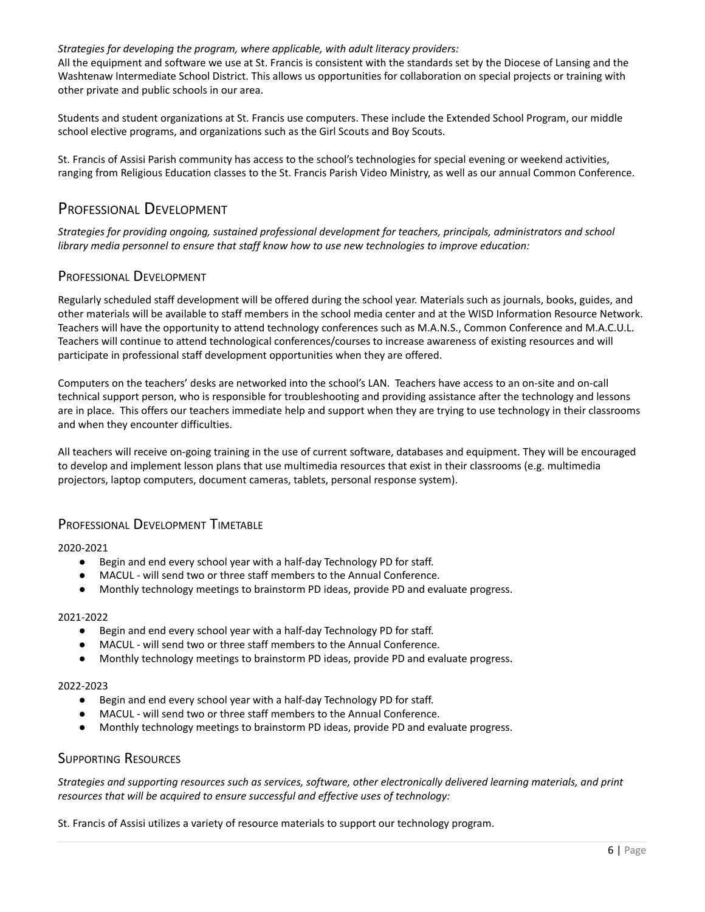*Strategies for developing the program, where applicable, with adult literacy providers:*

All the equipment and software we use at St. Francis is consistent with the standards set by the Diocese of Lansing and the Washtenaw Intermediate School District. This allows us opportunities for collaboration on special projects or training with other private and public schools in our area.

Students and student organizations at St. Francis use computers. These include the Extended School Program, our middle school elective programs, and organizations such as the Girl Scouts and Boy Scouts.

St. Francis of Assisi Parish community has access to the school's technologies for special evening or weekend activities, ranging from Religious Education classes to the St. Francis Parish Video Ministry, as well as our annual Common Conference.

# Professional Development

*Strategies for providing ongoing, sustained professional development for teachers, principals, administrators and school library media personnel to ensure that staff know how to use new technologies to improve education:*

## Professional Development

Regularly scheduled staff development will be offered during the school year. Materials such as journals, books, guides, and other materials will be available to staff members in the school media center and at the WISD Information Resource Network. Teachers will have the opportunity to attend technology conferences such as M.A.N.S., Common Conference and M.A.C.U.L. Teachers will continue to attend technological conferences/courses to increase awareness of existing resources and will participate in professional staff development opportunities when they are offered.

Computers on the teachers' desks are networked into the school's LAN. Teachers have access to an on-site and on-call technical support person, who is responsible for troubleshooting and providing assistance after the technology and lessons are in place. This offers our teachers immediate help and support when they are trying to use technology in their classrooms and when they encounter difficulties.

All teachers will receive on-going training in the use of current software, databases and equipment. They will be encouraged to develop and implement lesson plans that use multimedia resources that exist in their classrooms (e.g. multimedia projectors, laptop computers, document cameras, tablets, personal response system).

## Professional Development Timetable

2020-2021

- Begin and end every school year with a half-day Technology PD for staff.
- MACUL - will send two or three staff members to the Annual Conference.
- Monthly technology meetings to brainstorm PD ideas, provide PD and evaluate progress.

2021-2022

- Begin and end every school year with a half-day Technology PD for staff.
- MACUL - will send two or three staff members to the Annual Conference.
- Monthly technology meetings to brainstorm PD ideas, provide PD and evaluate progress.

2022-2023

- Begin and end every school year with a half-day Technology PD for staff.
- MACUL - will send two or three staff members to the Annual Conference.
- Monthly technology meetings to brainstorm PD ideas, provide PD and evaluate progress.

## Supporting Resources

*Strategies and supporting resources such as services, software, other electronically delivered learning materials, and print resources that will be acquired to ensure successful and effective uses of technology:*

St. Francis of Assisi utilizes a variety of resource materials to support our technology program.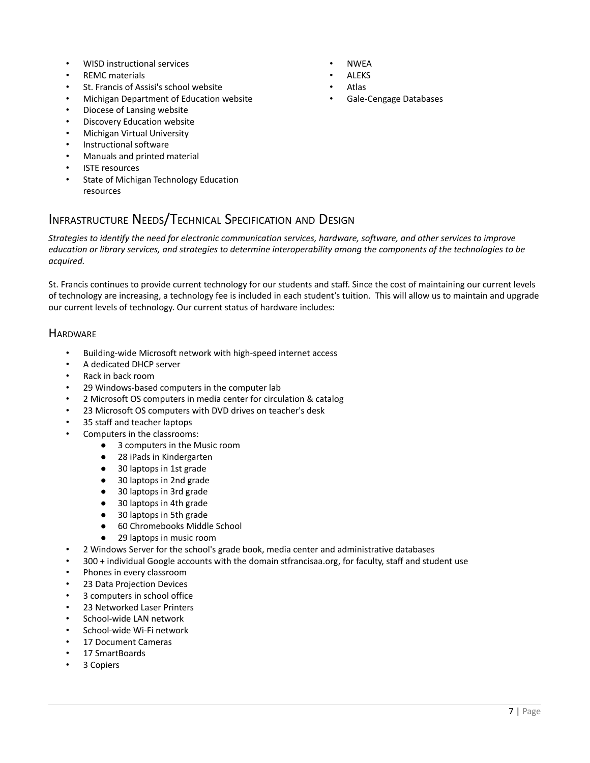- WISD instructional services
- REMC materials
- St. Francis of Assisi's school website
- Michigan Department of Education website
- Diocese of Lansing website
- Discovery Education website
- Michigan Virtual University
- Instructional software
- Manuals and printed material
- ISTE resources
- State of Michigan Technology Education resources
- NWEA
- ALEKS
- Atlas
- Gale-Cengage Databases

## Infrastructure Needs/Technical Specification and Design

*Strategies to identify the need for electronic communication services, hardware, software, and other services to improve education or library services, and strategies to determine interoperability among the components of the technologies to be acquired.*

St. Francis continues to provide current technology for our students and staff. Since the cost of maintaining our current levels of technology are increasing, a technology fee is included in each student's tuition. This will allow us to maintain and upgrade our current levels of technology. Our current status of hardware includes:

### Hardware

- Building-wide Microsoft network with high-speed internet access
- A dedicated DHCP server
- Rack in back room
- 29 Windows-based computers in the computer lab
- 2 Microsoft OS computers in media center for circulation & catalog
- 23 Microsoft OS computers with DVD drives on teacher's desk
- 35 staff and teacher laptops
- Computers in the classrooms:
  - 3 computers in the Music room
  - 28 iPads in Kindergarten
  - 30 laptops in 1st grade
  - 30 laptops in 2nd grade
  - 30 laptops in 3rd grade
  - 30 laptops in 4th grade
  - 30 laptops in 5th grade
  - 60 Chromebooks Middle School
  - 29 laptops in music room
- 2 Windows Server for the school's grade book, media center and administrative databases
- 300 + individual Google accounts with the domain stfrancisaa.org, for faculty, staff and student use
- Phones in every classroom
- 23 Data Projection Devices
- 3 computers in school office
- 23 Networked Laser Printers
- School-wide LAN network
- School-wide Wi-Fi network
- 17 Document Cameras
- 17 SmartBoards
- 3 Copiers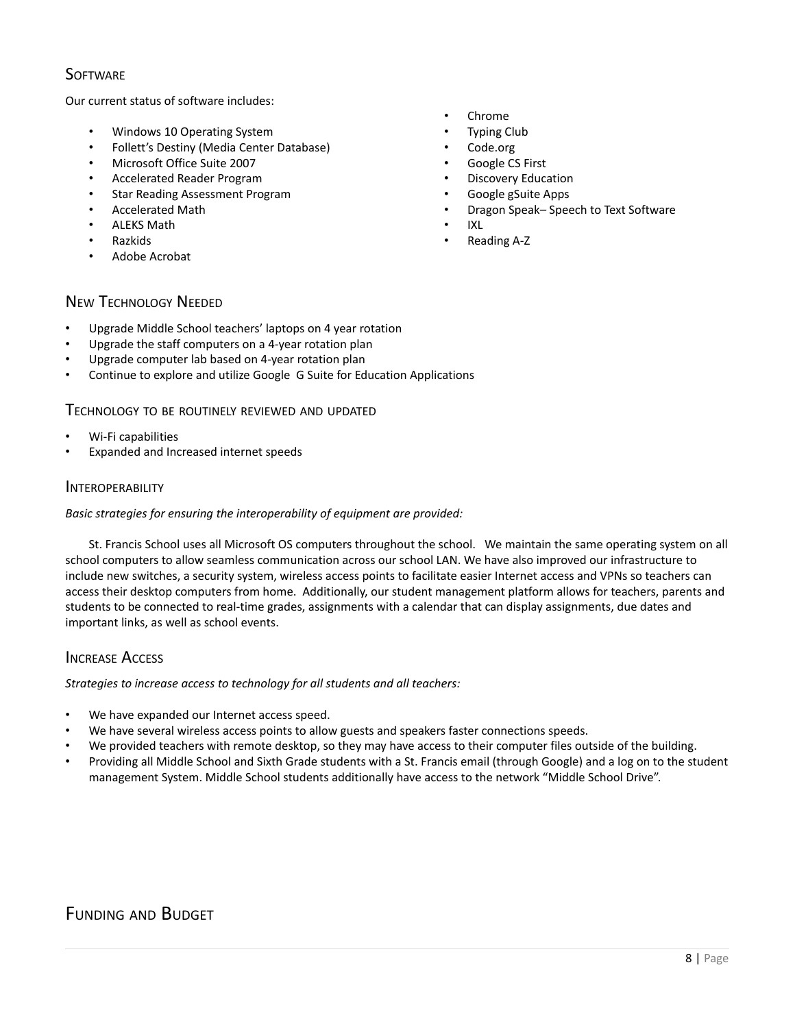## Software

Our current status of software includes:

- Windows 10 Operating System
- Follett's Destiny (Media Center Database)
- Microsoft Office Suite 2007
- Accelerated Reader Program
- Star Reading Assessment Program
- Accelerated Math
- ALEKS Math
- Razkids
- Adobe Acrobat
- Chrome
- Typing Club
- Code.org
- Google CS First
- Discovery Education
- Google gSuite Apps
- Dragon Speak– Speech to Text Software
- IXL
- Reading A-Z

## New Technology Needed

- Upgrade Middle School teachers' laptops on 4 year rotation
- Upgrade the staff computers on a 4-year rotation plan
- Upgrade computer lab based on 4-year rotation plan
- Continue to explore and utilize Google G Suite for Education Applications

## Technology to be routinely reviewed and updated

- Wi-Fi capabilities
- Expanded and Increased internet speeds

## Interoperability

*Basic strategies for ensuring the interoperability of equipment are provided:*

St. Francis School uses all Microsoft OS computers throughout the school. We maintain the same operating system on all school computers to allow seamless communication across our school LAN. We have also improved our infrastructure to include new switches, a security system, wireless access points to facilitate easier Internet access and VPNs so teachers can access their desktop computers from home. Additionally, our student management platform allows for teachers, parents and students to be connected to real-time grades, assignments with a calendar that can display assignments, due dates and important links, as well as school events.

## Increase Access

*Strategies to increase access to technology for all students and all teachers:*

- We have expanded our Internet access speed.
- We have several wireless access points to allow guests and speakers faster connections speeds.
- We provided teachers with remote desktop, so they may have access to their computer files outside of the building.
- Providing all Middle School and Sixth Grade students with a St. Francis email (through Google) and a log on to the student management System. Middle School students additionally have access to the network "Middle School Drive".

# Funding and Budget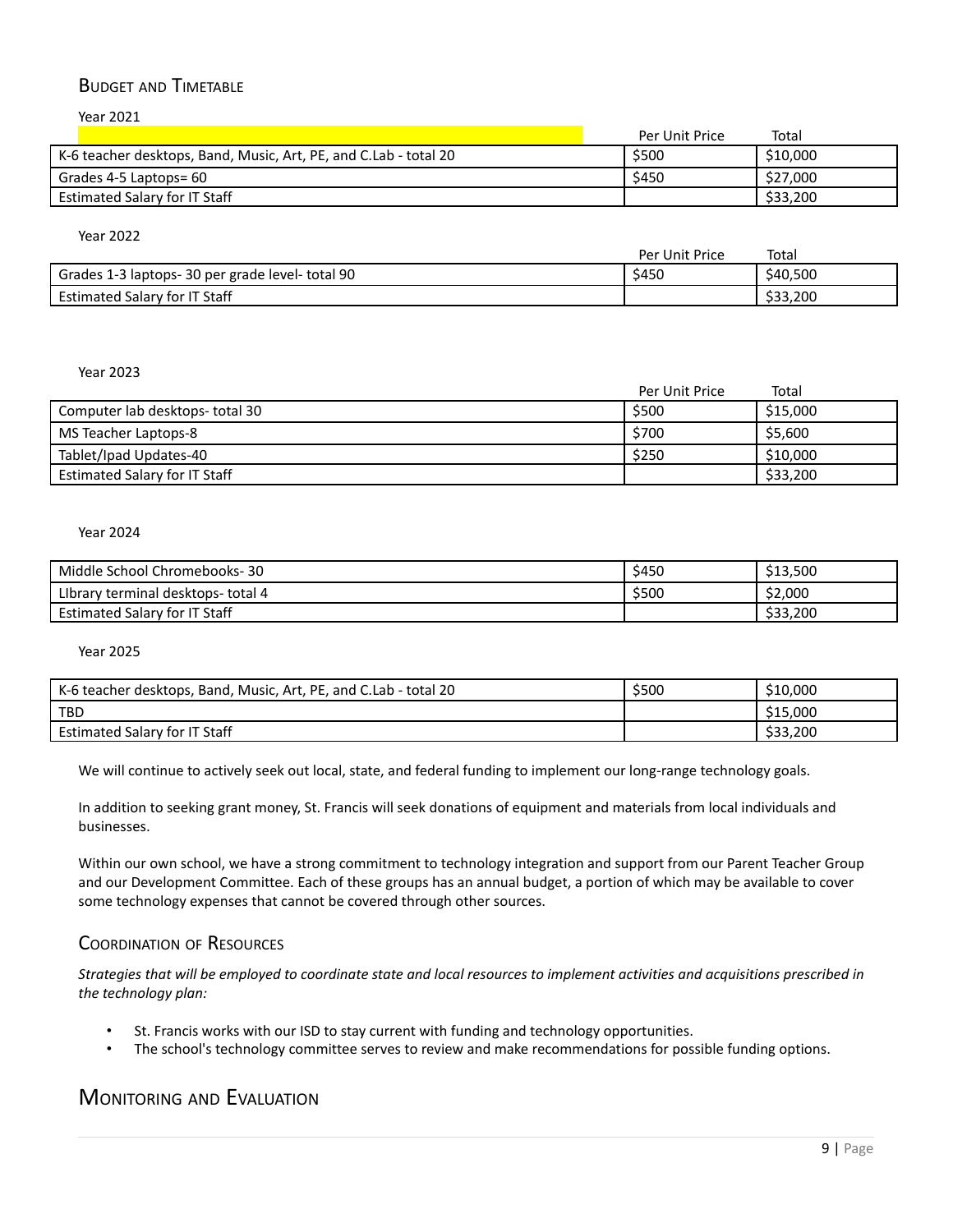## Budget and Timetable

Year 2021

| | Per Unit Price | Total |
|---|---|---|
| K-6 teacher desktops, Band, Music, Art, PE, and C.Lab - total 20 | $500 | $10,000 |
| Grades 4-5 Laptops= 60 | $450 | $27,000 |
| Estimated Salary for IT Staff | | $33,200 |

Year 2022

| | Per Unit Price | Total |
|---|---|---|
| Grades 1-3 laptops- 30 per grade level- total 90 | $450 | $40,500 |
| Estimated Salary for IT Staff | | $33,200 |

Year 2023

| | Per Unit Price | Total |
|---|---|---|
| Computer lab desktops- total 30 | $500 | $15,000 |
| MS Teacher Laptops-8 | $700 | $5,600 |
| Tablet/Ipad Updates-40 | $250 | $10,000 |
| Estimated Salary for IT Staff | | $33,200 |

Year 2024

| | | |
|---|---|---|
| Middle School Chromebooks- 30 | $450 | $13,500 |
| LIbrary terminal desktops- total 4 | $500 | $2,000 |
| Estimated Salary for IT Staff | | $33,200 |

Year 2025

| | | |
|---|---|---|
| K-6 teacher desktops, Band, Music, Art, PE, and C.Lab - total 20 | $500 | $10,000 |
| TBD | | $15,000 |
| Estimated Salary for IT Staff | | $33,200 |

We will continue to actively seek out local, state, and federal funding to implement our long-range technology goals.

In addition to seeking grant money, St. Francis will seek donations of equipment and materials from local individuals and businesses.

Within our own school, we have a strong commitment to technology integration and support from our Parent Teacher Group and our Development Committee. Each of these groups has an annual budget, a portion of which may be available to cover some technology expenses that cannot be covered through other sources.

### Coordination of Resources

*Strategies that will be employed to coordinate state and local resources to implement activities and acquisitions prescribed in the technology plan:*

- St. Francis works with our ISD to stay current with funding and technology opportunities.
- The school's technology committee serves to review and make recommendations for possible funding options.

## Monitoring and Evaluation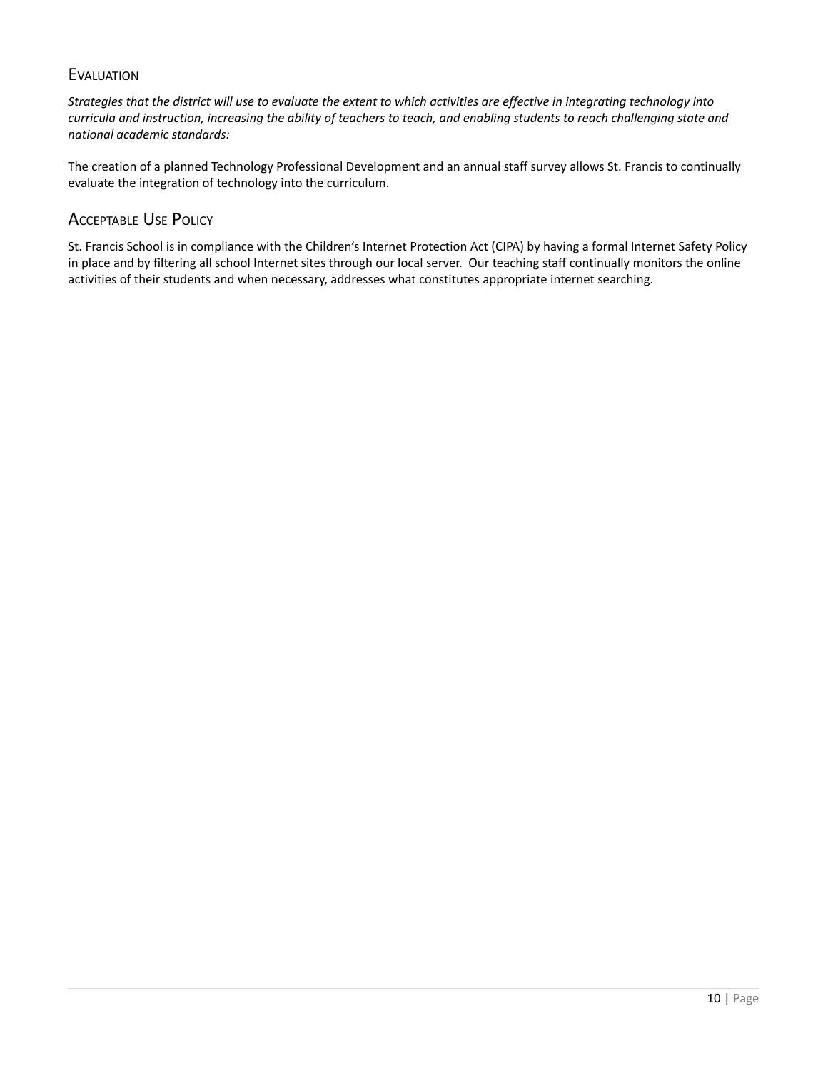## Evaluation

*Strategies that the district will use to evaluate the extent to which activities are effective in integrating technology into curricula and instruction, increasing the ability of teachers to teach, and enabling students to reach challenging state and national academic standards:*

The creation of a planned Technology Professional Development and an annual staff survey allows St. Francis to continually evaluate the integration of technology into the curriculum.

## Acceptable Use Policy

St. Francis School is in compliance with the Children's Internet Protection Act (CIPA) by having a formal Internet Safety Policy in place and by filtering all school Internet sites through our local server. Our teaching staff continually monitors the online activities of their students and when necessary, addresses what constitutes appropriate internet searching.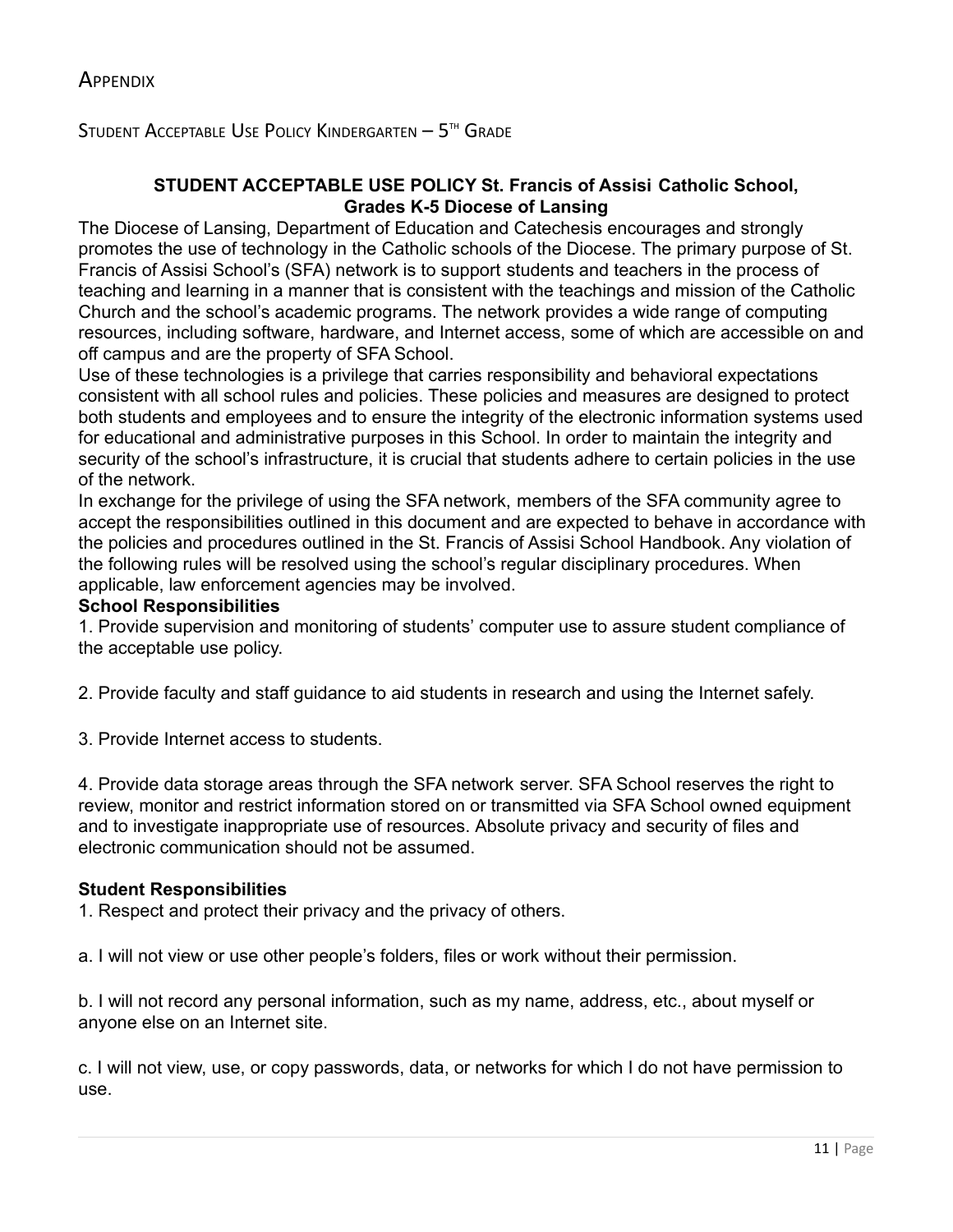# Appendix

## Student Acceptable Use Policy Kindergarten – 5th Grade

**STUDENT ACCEPTABLE USE POLICY St. Francis of Assisi Catholic School, Grades K-5 Diocese of Lansing**

The Diocese of Lansing, Department of Education and Catechesis encourages and strongly promotes the use of technology in the Catholic schools of the Diocese. The primary purpose of St. Francis of Assisi School's (SFA) network is to support students and teachers in the process of teaching and learning in a manner that is consistent with the teachings and mission of the Catholic Church and the school's academic programs. The network provides a wide range of computing resources, including software, hardware, and Internet access, some of which are accessible on and off campus and are the property of SFA School.

Use of these technologies is a privilege that carries responsibility and behavioral expectations consistent with all school rules and policies. These policies and measures are designed to protect both students and employees and to ensure the integrity of the electronic information systems used for educational and administrative purposes in this School. In order to maintain the integrity and security of the school's infrastructure, it is crucial that students adhere to certain policies in the use of the network.

In exchange for the privilege of using the SFA network, members of the SFA community agree to accept the responsibilities outlined in this document and are expected to behave in accordance with the policies and procedures outlined in the St. Francis of Assisi School Handbook. Any violation of the following rules will be resolved using the school's regular disciplinary procedures. When applicable, law enforcement agencies may be involved.

**School Responsibilities**

1. Provide supervision and monitoring of students' computer use to assure student compliance of the acceptable use policy.

2. Provide faculty and staff guidance to aid students in research and using the Internet safely.

3. Provide Internet access to students.

4. Provide data storage areas through the SFA network server. SFA School reserves the right to review, monitor and restrict information stored on or transmitted via SFA School owned equipment and to investigate inappropriate use of resources. Absolute privacy and security of files and electronic communication should not be assumed.

**Student Responsibilities**

1. Respect and protect their privacy and the privacy of others.

a. I will not view or use other people's folders, files or work without their permission.

b. I will not record any personal information, such as my name, address, etc., about myself or anyone else on an Internet site.

c. I will not view, use, or copy passwords, data, or networks for which I do not have permission to use.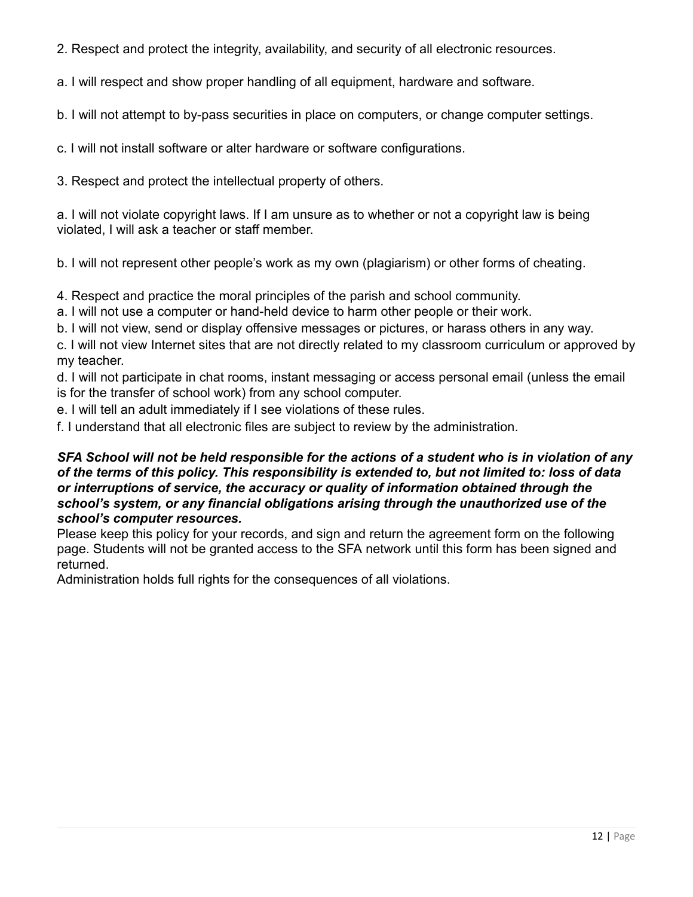2. Respect and protect the integrity, availability, and security of all electronic resources.

a. I will respect and show proper handling of all equipment, hardware and software.

b. I will not attempt to by-pass securities in place on computers, or change computer settings.

c. I will not install software or alter hardware or software configurations.

3. Respect and protect the intellectual property of others.

a. I will not violate copyright laws. If I am unsure as to whether or not a copyright law is being violated, I will ask a teacher or staff member.

b. I will not represent other people's work as my own (plagiarism) or other forms of cheating.

4. Respect and practice the moral principles of the parish and school community.

a. I will not use a computer or hand-held device to harm other people or their work.

b. I will not view, send or display offensive messages or pictures, or harass others in any way.

c. I will not view Internet sites that are not directly related to my classroom curriculum or approved by my teacher.

d. I will not participate in chat rooms, instant messaging or access personal email (unless the email is for the transfer of school work) from any school computer.

e. I will tell an adult immediately if I see violations of these rules.

f. I understand that all electronic files are subject to review by the administration.

***SFA School will not be held responsible for the actions of a student who is in violation of any of the terms of this policy. This responsibility is extended to, but not limited to: loss of data or interruptions of service, the accuracy or quality of information obtained through the school's system, or any financial obligations arising through the unauthorized use of the school's computer resources.***

Please keep this policy for your records, and sign and return the agreement form on the following page. Students will not be granted access to the SFA network until this form has been signed and returned.

Administration holds full rights for the consequences of all violations.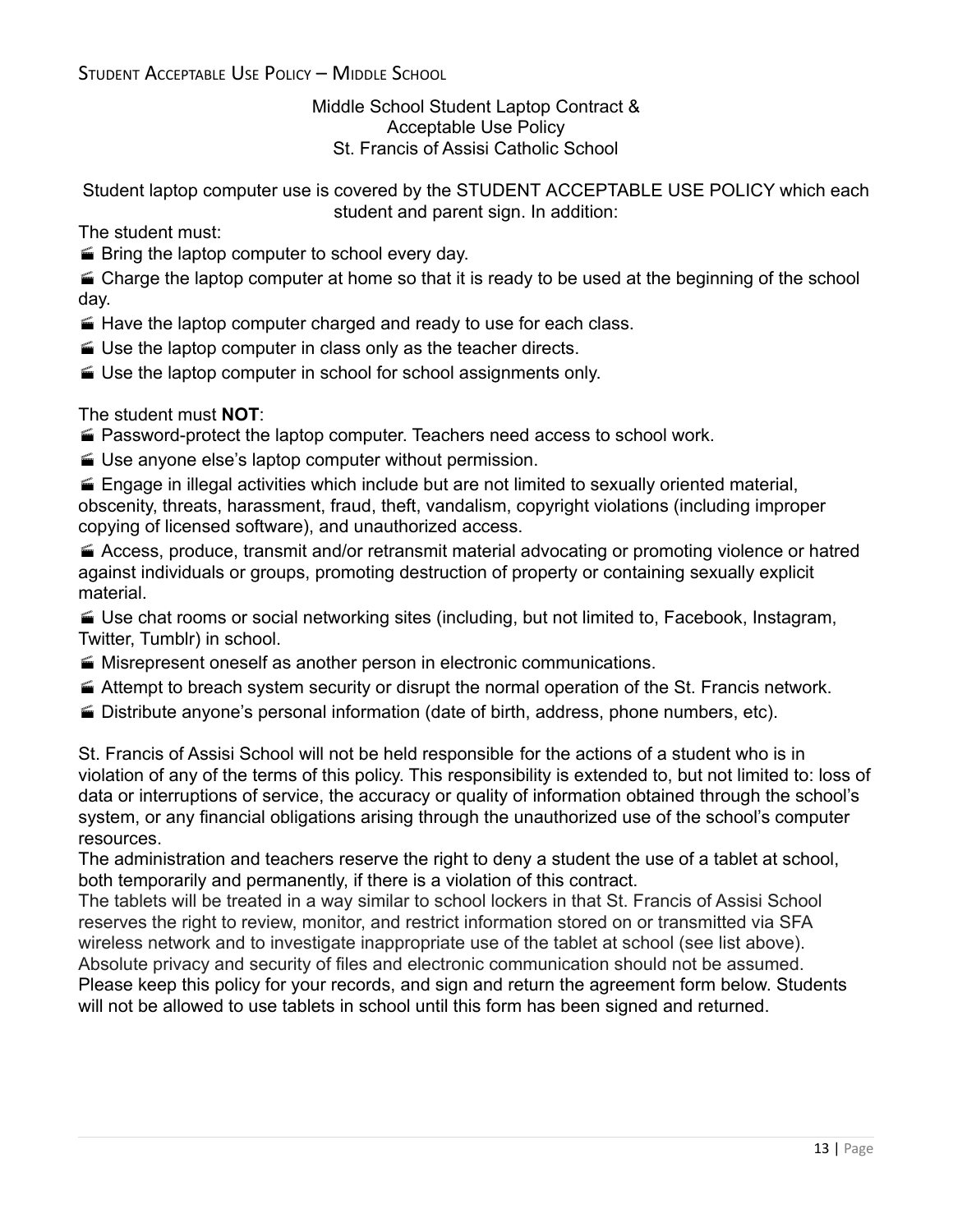Student Acceptable Use Policy – Middle School

Middle School Student Laptop Contract &
Acceptable Use Policy
St. Francis of Assisi Catholic School

Student laptop computer use is covered by the STUDENT ACCEPTABLE USE POLICY which each student and parent sign. In addition:

The student must:

- Bring the laptop computer to school every day.
- Charge the laptop computer at home so that it is ready to be used at the beginning of the school day.
- Have the laptop computer charged and ready to use for each class.
- Use the laptop computer in class only as the teacher directs.
- Use the laptop computer in school for school assignments only.

The student must **NOT**:

- Password-protect the laptop computer. Teachers need access to school work.
- Use anyone else's laptop computer without permission.
- Engage in illegal activities which include but are not limited to sexually oriented material, obscenity, threats, harassment, fraud, theft, vandalism, copyright violations (including improper copying of licensed software), and unauthorized access.
- Access, produce, transmit and/or retransmit material advocating or promoting violence or hatred against individuals or groups, promoting destruction of property or containing sexually explicit material.
- Use chat rooms or social networking sites (including, but not limited to, Facebook, Instagram, Twitter, Tumblr) in school.
- Misrepresent oneself as another person in electronic communications.
- Attempt to breach system security or disrupt the normal operation of the St. Francis network.
- Distribute anyone's personal information (date of birth, address, phone numbers, etc).

St. Francis of Assisi School will not be held responsible for the actions of a student who is in violation of any of the terms of this policy. This responsibility is extended to, but not limited to: loss of data or interruptions of service, the accuracy or quality of information obtained through the school's system, or any financial obligations arising through the unauthorized use of the school's computer resources.

The administration and teachers reserve the right to deny a student the use of a tablet at school, both temporarily and permanently, if there is a violation of this contract.

The tablets will be treated in a way similar to school lockers in that St. Francis of Assisi School reserves the right to review, monitor, and restrict information stored on or transmitted via SFA wireless network and to investigate inappropriate use of the tablet at school (see list above). Absolute privacy and security of files and electronic communication should not be assumed.

Please keep this policy for your records, and sign and return the agreement form below. Students will not be allowed to use tablets in school until this form has been signed and returned.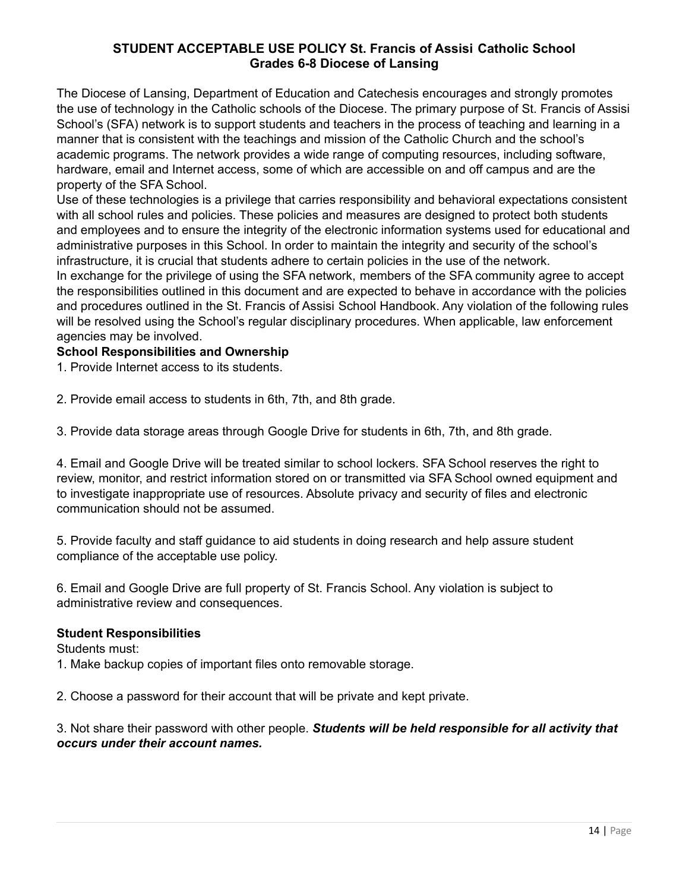**STUDENT ACCEPTABLE USE POLICY St. Francis of Assisi Catholic School Grades 6-8 Diocese of Lansing**

The Diocese of Lansing, Department of Education and Catechesis encourages and strongly promotes the use of technology in the Catholic schools of the Diocese. The primary purpose of St. Francis of Assisi School's (SFA) network is to support students and teachers in the process of teaching and learning in a manner that is consistent with the teachings and mission of the Catholic Church and the school's academic programs. The network provides a wide range of computing resources, including software, hardware, email and Internet access, some of which are accessible on and off campus and are the property of the SFA School.

Use of these technologies is a privilege that carries responsibility and behavioral expectations consistent with all school rules and policies. These policies and measures are designed to protect both students and employees and to ensure the integrity of the electronic information systems used for educational and administrative purposes in this School. In order to maintain the integrity and security of the school's infrastructure, it is crucial that students adhere to certain policies in the use of the network.

In exchange for the privilege of using the SFA network, members of the SFA community agree to accept the responsibilities outlined in this document and are expected to behave in accordance with the policies and procedures outlined in the St. Francis of Assisi School Handbook. Any violation of the following rules will be resolved using the School's regular disciplinary procedures. When applicable, law enforcement agencies may be involved.

**School Responsibilities and Ownership**

1. Provide Internet access to its students.

2. Provide email access to students in 6th, 7th, and 8th grade.

3. Provide data storage areas through Google Drive for students in 6th, 7th, and 8th grade.

4. Email and Google Drive will be treated similar to school lockers. SFA School reserves the right to review, monitor, and restrict information stored on or transmitted via SFA School owned equipment and to investigate inappropriate use of resources. Absolute privacy and security of files and electronic communication should not be assumed.

5. Provide faculty and staff guidance to aid students in doing research and help assure student compliance of the acceptable use policy.

6. Email and Google Drive are full property of St. Francis School. Any violation is subject to administrative review and consequences.

**Student Responsibilities**

Students must:

1. Make backup copies of important files onto removable storage.

2. Choose a password for their account that will be private and kept private.

3. Not share their password with other people. ***Students will be held responsible for all activity that occurs under their account names.***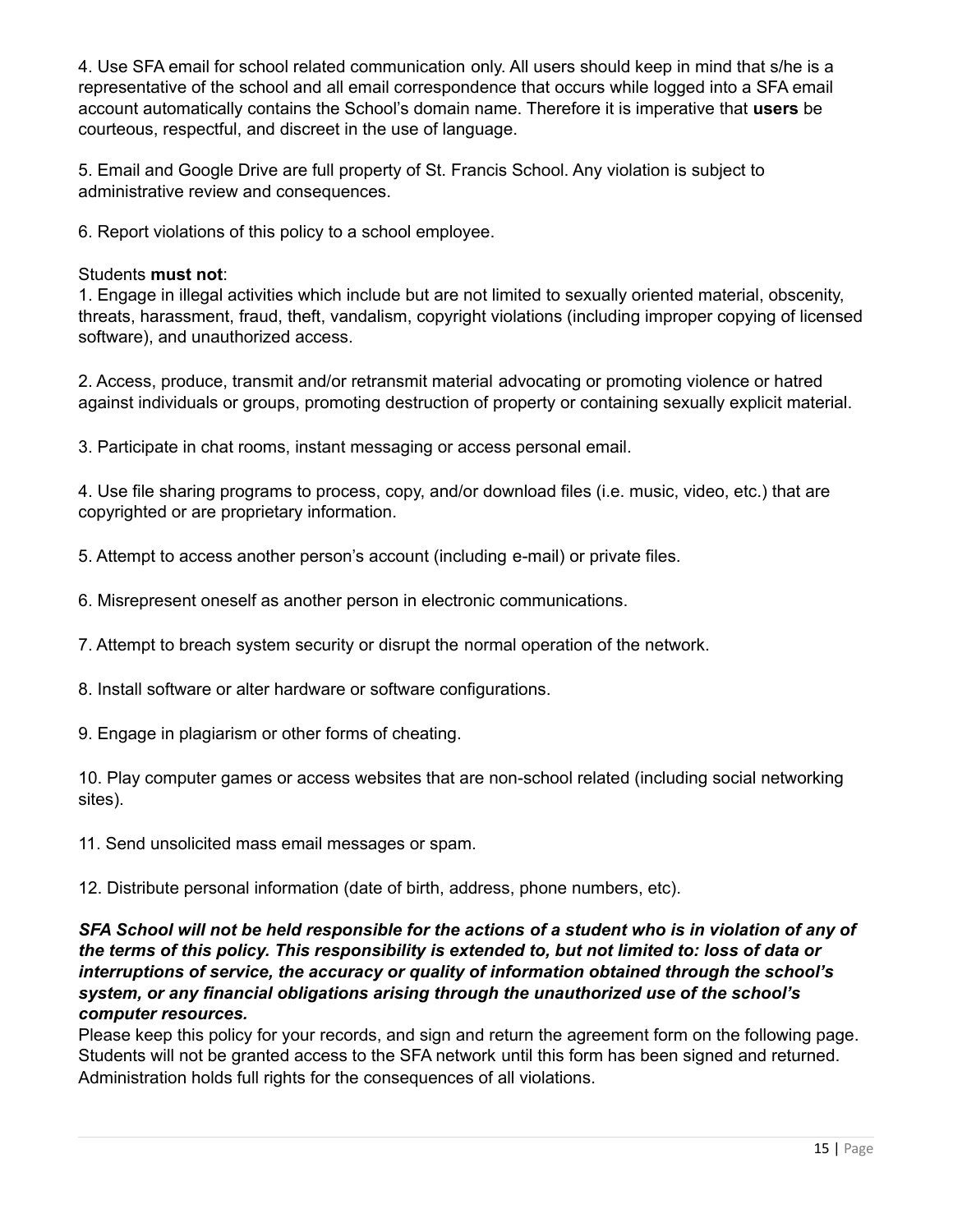4. Use SFA email for school related communication only. All users should keep in mind that s/he is a representative of the school and all email correspondence that occurs while logged into a SFA email account automatically contains the School's domain name. Therefore it is imperative that **users** be courteous, respectful, and discreet in the use of language.

5. Email and Google Drive are full property of St. Francis School. Any violation is subject to administrative review and consequences.

6. Report violations of this policy to a school employee.

Students **must not**:

1. Engage in illegal activities which include but are not limited to sexually oriented material, obscenity, threats, harassment, fraud, theft, vandalism, copyright violations (including improper copying of licensed software), and unauthorized access.

2. Access, produce, transmit and/or retransmit material advocating or promoting violence or hatred against individuals or groups, promoting destruction of property or containing sexually explicit material.

3. Participate in chat rooms, instant messaging or access personal email.

4. Use file sharing programs to process, copy, and/or download files (i.e. music, video, etc.) that are copyrighted or are proprietary information.

5. Attempt to access another person's account (including e-mail) or private files.

6. Misrepresent oneself as another person in electronic communications.

7. Attempt to breach system security or disrupt the normal operation of the network.

8. Install software or alter hardware or software configurations.

9. Engage in plagiarism or other forms of cheating.

10. Play computer games or access websites that are non-school related (including social networking sites).

11. Send unsolicited mass email messages or spam.

12. Distribute personal information (date of birth, address, phone numbers, etc).

***SFA School will not be held responsible for the actions of a student who is in violation of any of the terms of this policy. This responsibility is extended to, but not limited to: loss of data or interruptions of service, the accuracy or quality of information obtained through the school's system, or any financial obligations arising through the unauthorized use of the school's computer resources.***

Please keep this policy for your records, and sign and return the agreement form on the following page. Students will not be granted access to the SFA network until this form has been signed and returned. Administration holds full rights for the consequences of all violations.